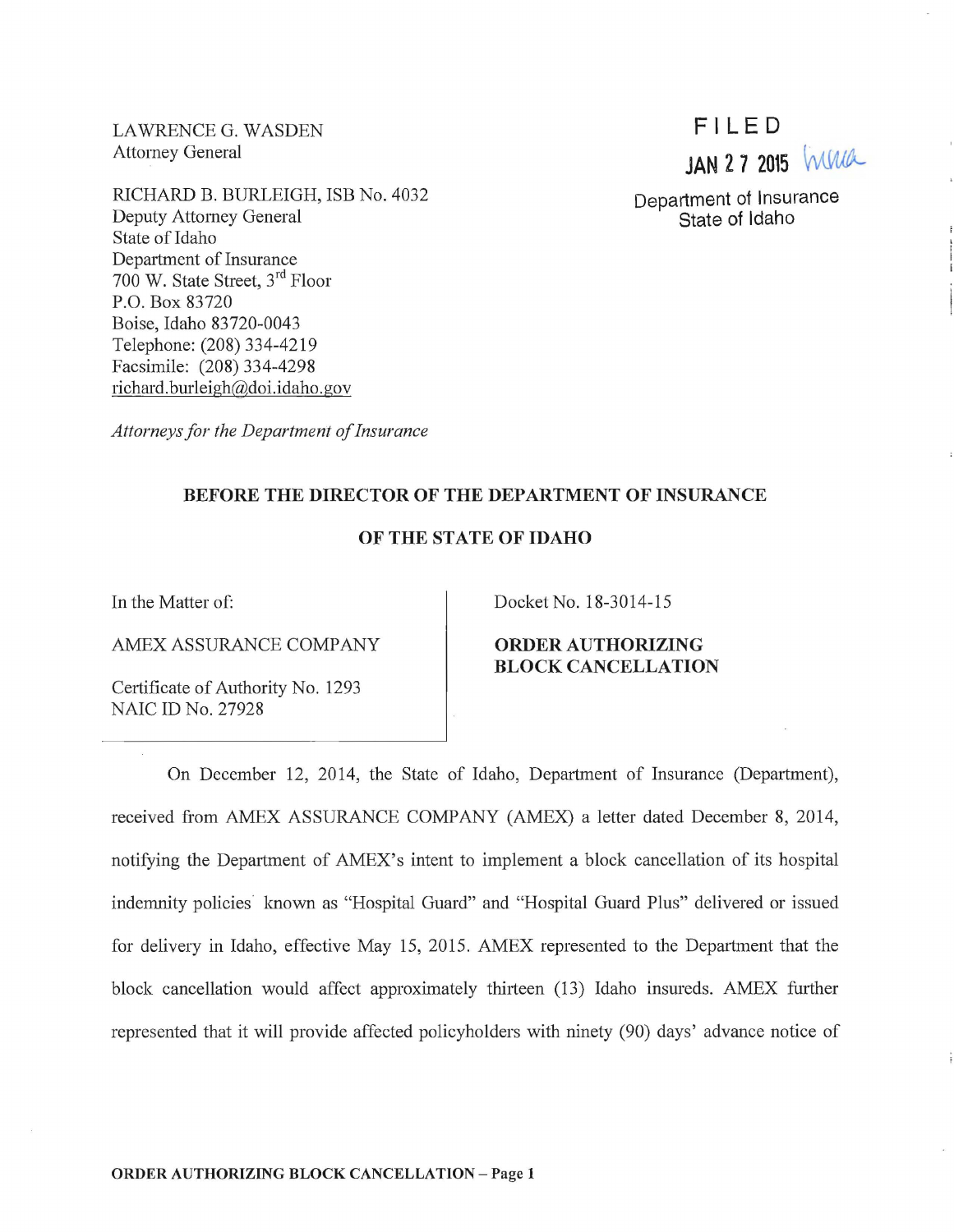LAWRENCE G. WASDEN
Attorney General

RICHARD B. BURLEIGH, ISB No. 4032
Deputy Attorney General
State of Idaho
Department of Insurance
700 W. State Street, 3rd Floor
P.O. Box 83720
Boise, Idaho 83720-0043
Telephone: (208) 334-4219
Facsimile: (208) 334-4298
richard.burleigh@doi.idaho.gov

*Attorneys for the Department of Insurance*

FILED
JAN 27 2015
Department of Insurance
State of Idaho

**BEFORE THE DIRECTOR OF THE DEPARTMENT OF INSURANCE**

**OF THE STATE OF IDAHO**

In the Matter of:

AMEX ASSURANCE COMPANY

Certificate of Authority No. 1293
NAIC ID No. 27928

Docket No. 18-3014-15

**ORDER AUTHORIZING BLOCK CANCELLATION**

On December 12, 2014, the State of Idaho, Department of Insurance (Department), received from AMEX ASSURANCE COMPANY (AMEX) a letter dated December 8, 2014, notifying the Department of AMEX's intent to implement a block cancellation of its hospital indemnity policies known as "Hospital Guard" and "Hospital Guard Plus" delivered or issued for delivery in Idaho, effective May 15, 2015. AMEX represented to the Department that the block cancellation would affect approximately thirteen (13) Idaho insureds. AMEX further represented that it will provide affected policyholders with ninety (90) days' advance notice of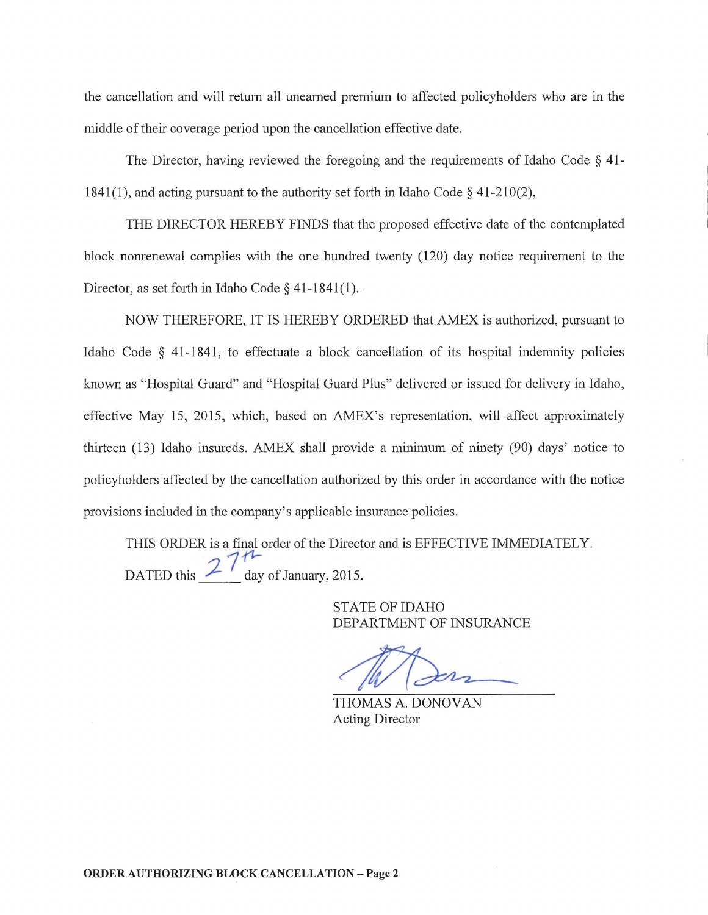the cancellation and will return all unearned premium to affected policyholders who are in the middle of their coverage period upon the cancellation effective date.

The Director, having reviewed the foregoing and the requirements of Idaho Code § 41-1841(1), and acting pursuant to the authority set forth in Idaho Code § 41-210(2),

THE DIRECTOR HEREBY FINDS that the proposed effective date of the contemplated block nonrenewal complies with the one hundred twenty (120) day notice requirement to the Director, as set forth in Idaho Code § 41-1841(1).

NOW THEREFORE, IT IS HEREBY ORDERED that AMEX is authorized, pursuant to Idaho Code § 41-1841, to effectuate a block cancellation of its hospital indemnity policies known as "Hospital Guard" and "Hospital Guard Plus" delivered or issued for delivery in Idaho, effective May 15, 2015, which, based on AMEX's representation, will affect approximately thirteen (13) Idaho insureds. AMEX shall provide a minimum of ninety (90) days' notice to policyholders affected by the cancellation authorized by this order in accordance with the notice provisions included in the company's applicable insurance policies.

THIS ORDER is a final order of the Director and is EFFECTIVE IMMEDIATELY.

DATED this 27th day of January, 2015.

STATE OF IDAHO
DEPARTMENT OF INSURANCE

THOMAS A. DONOVAN
Acting Director

**ORDER AUTHORIZING BLOCK CANCELLATION – Page 2**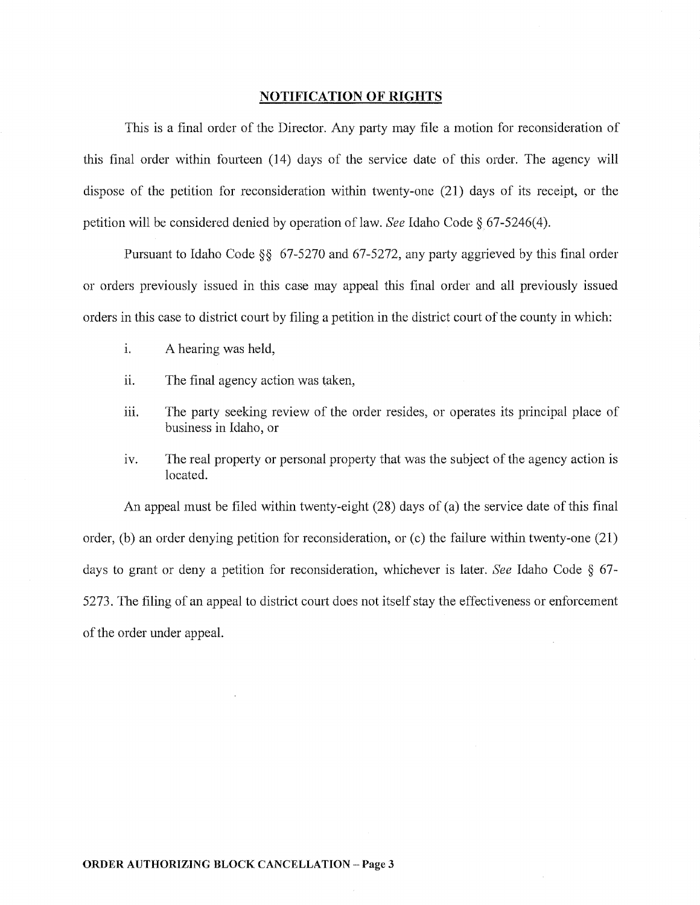## NOTIFICATION OF RIGHTS

This is a final order of the Director. Any party may file a motion for reconsideration of this final order within fourteen (14) days of the service date of this order. The agency will dispose of the petition for reconsideration within twenty-one (21) days of its receipt, or the petition will be considered denied by operation of law. *See* Idaho Code § 67-5246(4).

Pursuant to Idaho Code §§ 67-5270 and 67-5272, any party aggrieved by this final order or orders previously issued in this case may appeal this final order and all previously issued orders in this case to district court by filing a petition in the district court of the county in which:

- i. A hearing was held,
- ii. The final agency action was taken,
- iii. The party seeking review of the order resides, or operates its principal place of business in Idaho, or
- iv. The real property or personal property that was the subject of the agency action is located.

An appeal must be filed within twenty-eight (28) days of (a) the service date of this final order, (b) an order denying petition for reconsideration, or (c) the failure within twenty-one (21) days to grant or deny a petition for reconsideration, whichever is later. *See* Idaho Code § 67-5273. The filing of an appeal to district court does not itself stay the effectiveness or enforcement of the order under appeal.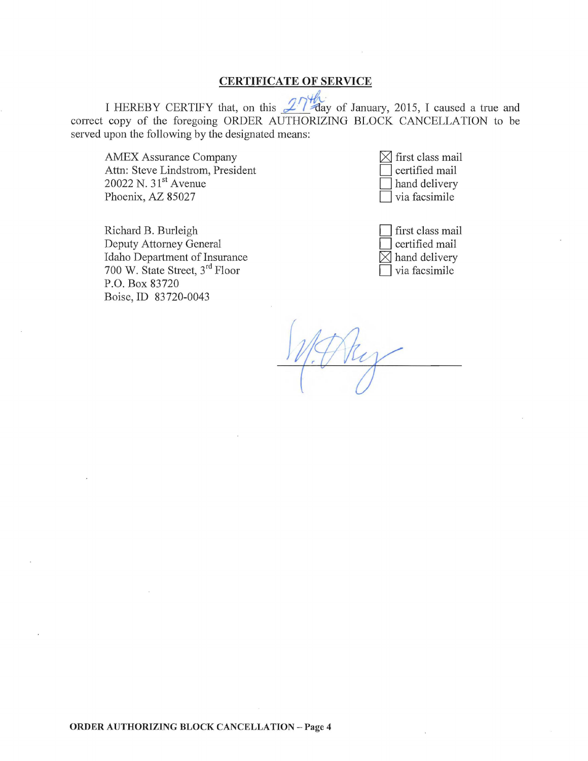## CERTIFICATE OF SERVICE

I HEREBY CERTIFY that, on this 27th day of January, 2015, I caused a true and correct copy of the foregoing ORDER AUTHORIZING BLOCK CANCELLATION to be served upon the following by the designated means:

| | |
|---|---|
| AMEX Assurance Company<br>Attn: Steve Lindstrom, President<br>20022 N. 31st Avenue<br>Phoenix, AZ 85027 | ☒ first class mail<br>☐ certified mail<br>☐ hand delivery<br>☐ via facsimile |
| Richard B. Burleigh<br>Deputy Attorney General<br>Idaho Department of Insurance<br>700 W. State Street, 3rd Floor<br>P.O. Box 83720<br>Boise, ID 83720-0043 | ☐ first class mail<br>☐ certified mail<br>☒ hand delivery<br>☐ via facsimile |

\_\_\_\_\_\_\_\_\_\_\_\_\_\_\_\_\_\_\_\_\_\_\_\_\_\_\_\_\_\_